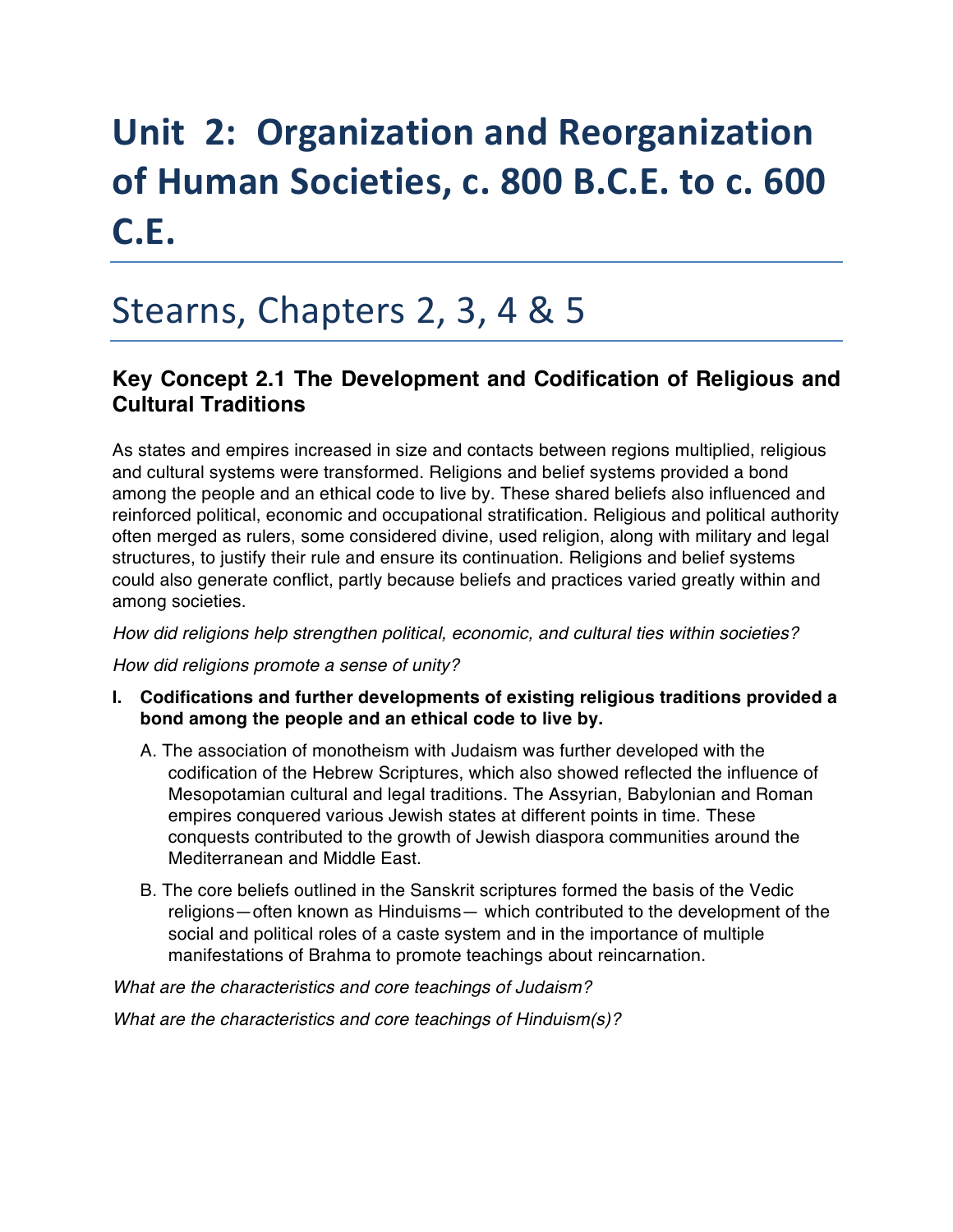# Unit 2: Organization and Reorganization of Human Societies, c. 800 B.C.E. to c. 600 C.E.

## Stearns, Chapters 2, 3, 4 & 5

### Key Concept 2.1 The Development and Codification of Religious and Cultural Traditions

As states and empires increased in size and contacts between regions multiplied, religious and cultural systems were transformed. Religions and belief systems provided a bond among the people and an ethical code to live by. These shared beliefs also influenced and reinforced political, economic and occupational stratification. Religious and political authority often merged as rulers, some considered divine, used religion, along with military and legal structures, to justify their rule and ensure its continuation. Religions and belief systems could also generate conflict, partly because beliefs and practices varied greatly within and among societies.

*How did religions help strengthen political, economic, and cultural ties within societies?*

*How did religions promote a sense of unity?*

**I. Codifications and further developments of existing religious traditions provided a bond among the people and an ethical code to live by.**

A. The association of monotheism with Judaism was further developed with the codification of the Hebrew Scriptures, which also showed reflected the influence of Mesopotamian cultural and legal traditions. The Assyrian, Babylonian and Roman empires conquered various Jewish states at different points in time. These conquests contributed to the growth of Jewish diaspora communities around the Mediterranean and Middle East.

B. The core beliefs outlined in the Sanskrit scriptures formed the basis of the Vedic religions—often known as Hinduisms— which contributed to the development of the social and political roles of a caste system and in the importance of multiple manifestations of Brahma to promote teachings about reincarnation.

*What are the characteristics and core teachings of Judaism?*

*What are the characteristics and core teachings of Hinduism(s)?*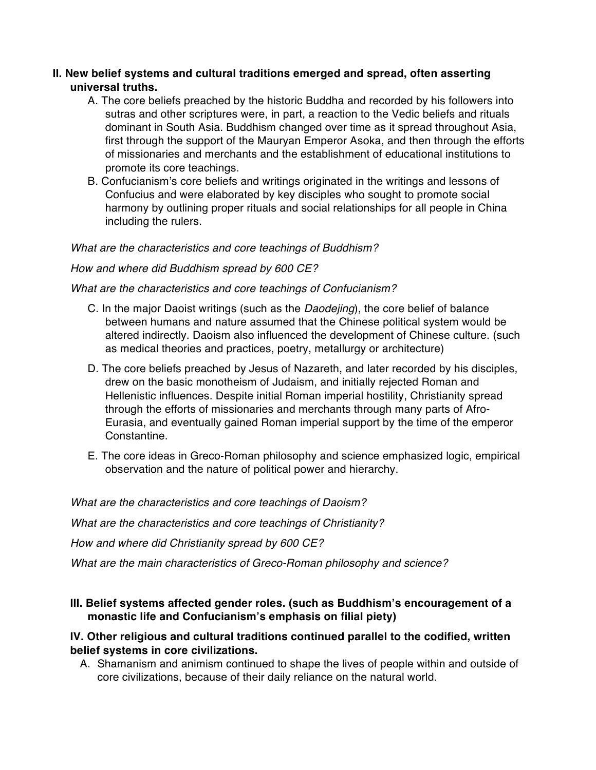**II. New belief systems and cultural traditions emerged and spread, often asserting universal truths.**

A. The core beliefs preached by the historic Buddha and recorded by his followers into sutras and other scriptures were, in part, a reaction to the Vedic beliefs and rituals dominant in South Asia. Buddhism changed over time as it spread throughout Asia, first through the support of the Mauryan Emperor Asoka, and then through the efforts of missionaries and merchants and the establishment of educational institutions to promote its core teachings.

B. Confucianism's core beliefs and writings originated in the writings and lessons of Confucius and were elaborated by key disciples who sought to promote social harmony by outlining proper rituals and social relationships for all people in China including the rulers.

*What are the characteristics and core teachings of Buddhism?*

*How and where did Buddhism spread by 600 CE?*

*What are the characteristics and core teachings of Confucianism?*

C. In the major Daoist writings (such as the *Daodejing*), the core belief of balance between humans and nature assumed that the Chinese political system would be altered indirectly. Daoism also influenced the development of Chinese culture. (such as medical theories and practices, poetry, metallurgy or architecture)

D. The core beliefs preached by Jesus of Nazareth, and later recorded by his disciples, drew on the basic monotheism of Judaism, and initially rejected Roman and Hellenistic influences. Despite initial Roman imperial hostility, Christianity spread through the efforts of missionaries and merchants through many parts of Afro-Eurasia, and eventually gained Roman imperial support by the time of the emperor Constantine.

E. The core ideas in Greco-Roman philosophy and science emphasized logic, empirical observation and the nature of political power and hierarchy.

*What are the characteristics and core teachings of Daoism?*

*What are the characteristics and core teachings of Christianity?*

*How and where did Christianity spread by 600 CE?*

*What are the main characteristics of Greco-Roman philosophy and science?*

**III. Belief systems affected gender roles. (such as Buddhism's encouragement of a monastic life and Confucianism's emphasis on filial piety)**

**IV. Other religious and cultural traditions continued parallel to the codified, written belief systems in core civilizations.**

A. Shamanism and animism continued to shape the lives of people within and outside of core civilizations, because of their daily reliance on the natural world.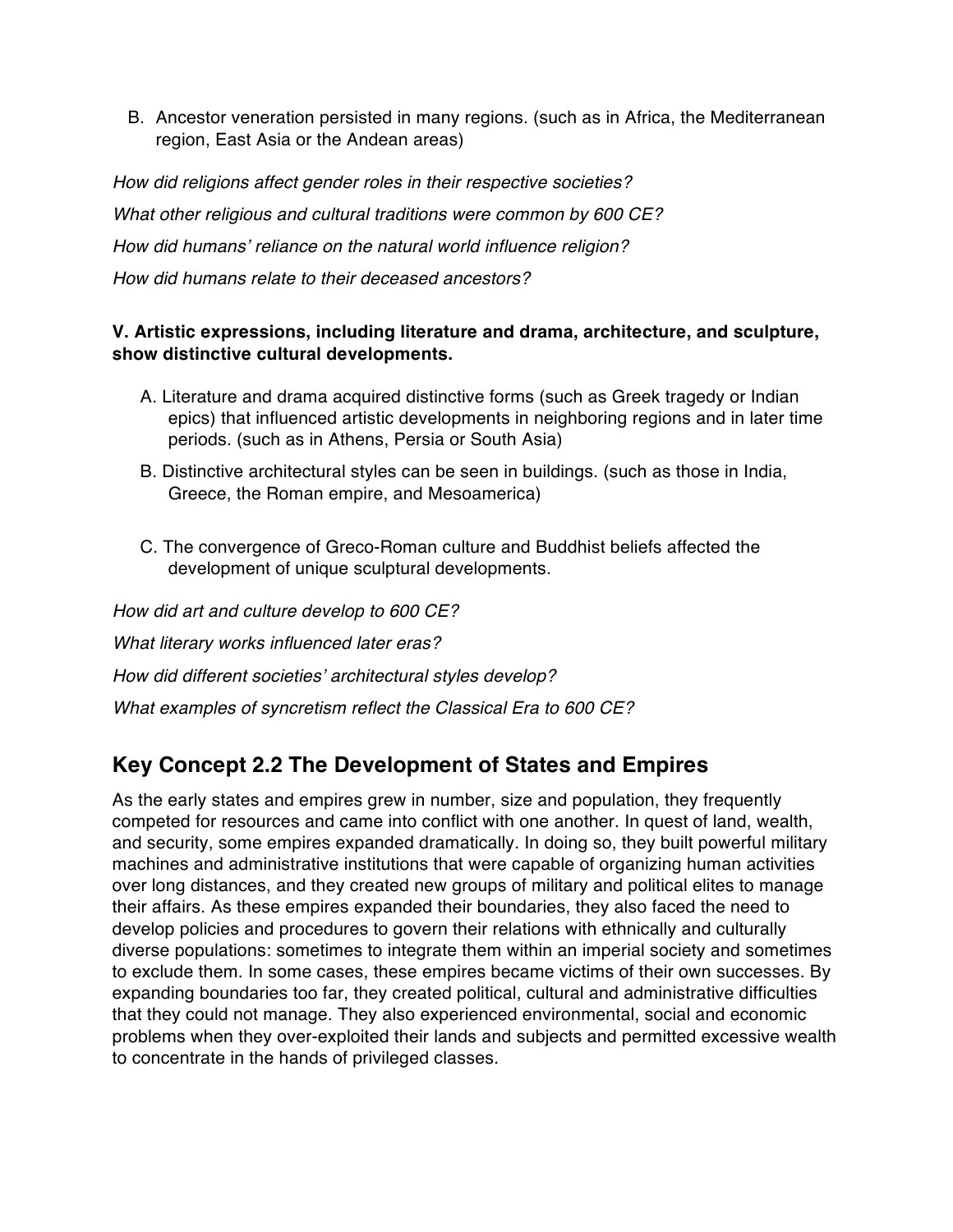B. Ancestor veneration persisted in many regions. (such as in Africa, the Mediterranean region, East Asia or the Andean areas)

*How did religions affect gender roles in their respective societies?*

*What other religious and cultural traditions were common by 600 CE?*

*How did humans' reliance on the natural world influence religion?*

*How did humans relate to their deceased ancestors?*

**V. Artistic expressions, including literature and drama, architecture, and sculpture, show distinctive cultural developments.**

A. Literature and drama acquired distinctive forms (such as Greek tragedy or Indian epics) that influenced artistic developments in neighboring regions and in later time periods. (such as in Athens, Persia or South Asia)

B. Distinctive architectural styles can be seen in buildings. (such as those in India, Greece, the Roman empire, and Mesoamerica)

C. The convergence of Greco-Roman culture and Buddhist beliefs affected the development of unique sculptural developments.

*How did art and culture develop to 600 CE?*

*What literary works influenced later eras?*

*How did different societies' architectural styles develop?*

*What examples of syncretism reflect the Classical Era to 600 CE?*

## Key Concept 2.2 The Development of States and Empires

As the early states and empires grew in number, size and population, they frequently competed for resources and came into conflict with one another. In quest of land, wealth, and security, some empires expanded dramatically. In doing so, they built powerful military machines and administrative institutions that were capable of organizing human activities over long distances, and they created new groups of military and political elites to manage their affairs. As these empires expanded their boundaries, they also faced the need to develop policies and procedures to govern their relations with ethnically and culturally diverse populations: sometimes to integrate them within an imperial society and sometimes to exclude them. In some cases, these empires became victims of their own successes. By expanding boundaries too far, they created political, cultural and administrative difficulties that they could not manage. They also experienced environmental, social and economic problems when they over-exploited their lands and subjects and permitted excessive wealth to concentrate in the hands of privileged classes.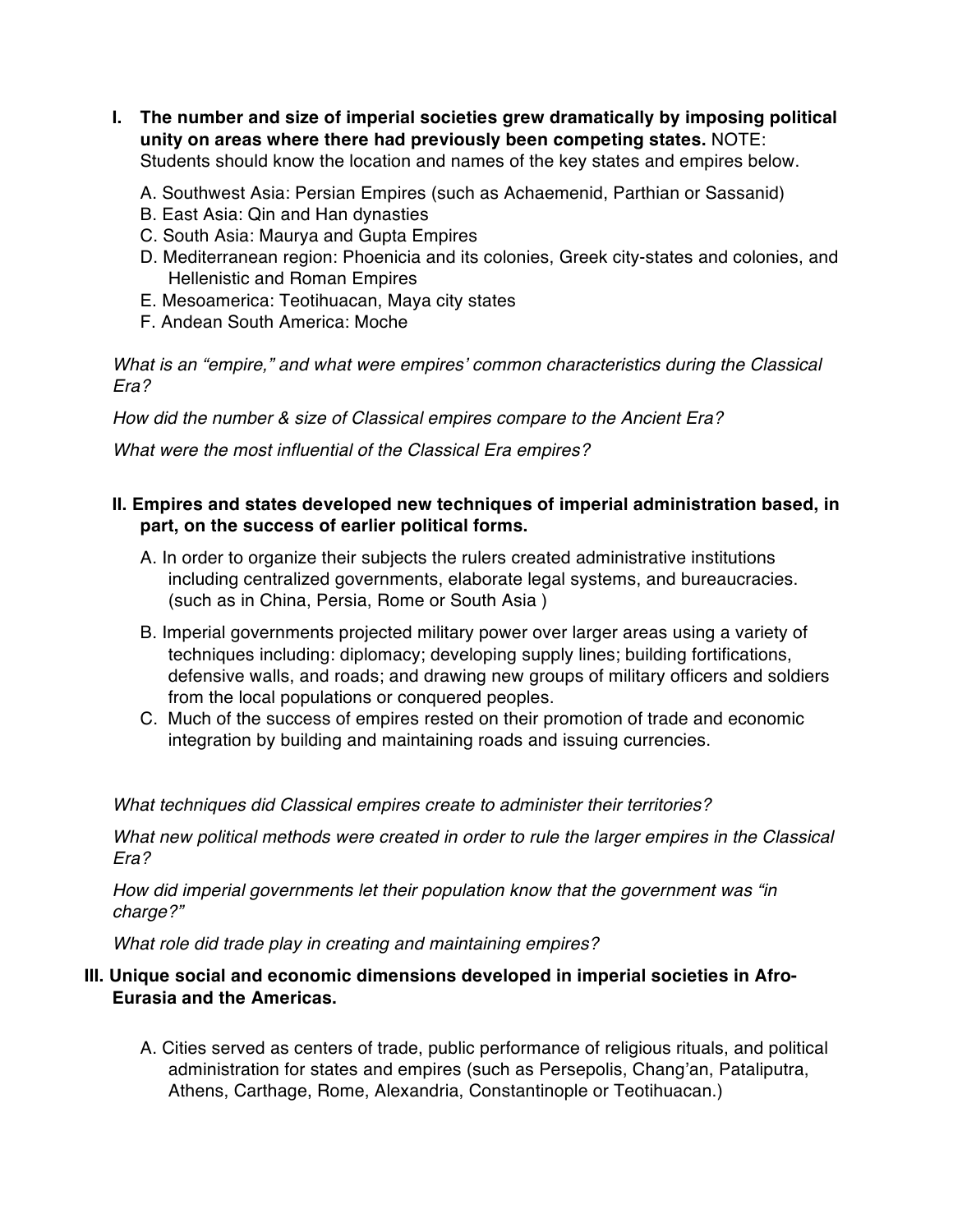**I. The number and size of imperial societies grew dramatically by imposing political unity on areas where there had previously been competing states.** NOTE: Students should know the location and names of the key states and empires below.

A. Southwest Asia: Persian Empires (such as Achaemenid, Parthian or Sassanid)
B. East Asia: Qin and Han dynasties
C. South Asia: Maurya and Gupta Empires
D. Mediterranean region: Phoenicia and its colonies, Greek city-states and colonies, and Hellenistic and Roman Empires
E. Mesoamerica: Teotihuacan, Maya city states
F. Andean South America: Moche

*What is an "empire," and what were empires' common characteristics during the Classical Era?*

*How did the number & size of Classical empires compare to the Ancient Era?*

*What were the most influential of the Classical Era empires?*

**II. Empires and states developed new techniques of imperial administration based, in part, on the success of earlier political forms.**

A. In order to organize their subjects the rulers created administrative institutions including centralized governments, elaborate legal systems, and bureaucracies. (such as in China, Persia, Rome or South Asia )

B. Imperial governments projected military power over larger areas using a variety of techniques including: diplomacy; developing supply lines; building fortifications, defensive walls, and roads; and drawing new groups of military officers and soldiers from the local populations or conquered peoples.

C. Much of the success of empires rested on their promotion of trade and economic integration by building and maintaining roads and issuing currencies.

*What techniques did Classical empires create to administer their territories?*

*What new political methods were created in order to rule the larger empires in the Classical Era?*

*How did imperial governments let their population know that the government was "in charge?"*

*What role did trade play in creating and maintaining empires?*

**III. Unique social and economic dimensions developed in imperial societies in Afro-Eurasia and the Americas.**

A. Cities served as centers of trade, public performance of religious rituals, and political administration for states and empires (such as Persepolis, Chang'an, Pataliputra, Athens, Carthage, Rome, Alexandria, Constantinople or Teotihuacan.)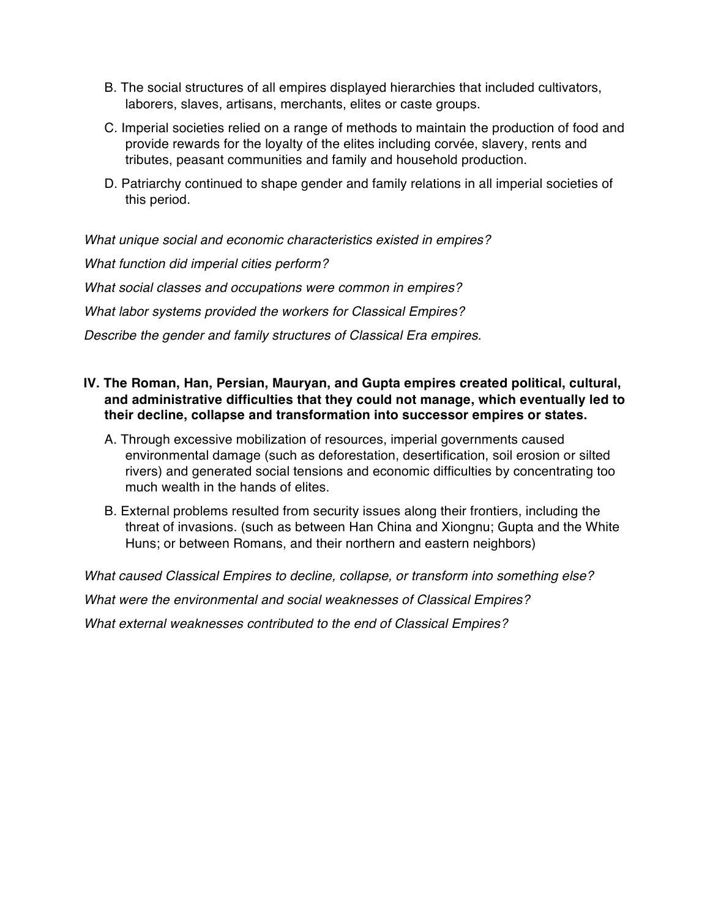B. The social structures of all empires displayed hierarchies that included cultivators, laborers, slaves, artisans, merchants, elites or caste groups.

C. Imperial societies relied on a range of methods to maintain the production of food and provide rewards for the loyalty of the elites including corvée, slavery, rents and tributes, peasant communities and family and household production.

D. Patriarchy continued to shape gender and family relations in all imperial societies of this period.

*What unique social and economic characteristics existed in empires?*

*What function did imperial cities perform?*

*What social classes and occupations were common in empires?*

*What labor systems provided the workers for Classical Empires?*

*Describe the gender and family structures of Classical Era empires.*

**IV. The Roman, Han, Persian, Mauryan, and Gupta empires created political, cultural, and administrative difficulties that they could not manage, which eventually led to their decline, collapse and transformation into successor empires or states.**

A. Through excessive mobilization of resources, imperial governments caused environmental damage (such as deforestation, desertification, soil erosion or silted rivers) and generated social tensions and economic difficulties by concentrating too much wealth in the hands of elites.

B. External problems resulted from security issues along their frontiers, including the threat of invasions. (such as between Han China and Xiongnu; Gupta and the White Huns; or between Romans, and their northern and eastern neighbors)

*What caused Classical Empires to decline, collapse, or transform into something else?*

*What were the environmental and social weaknesses of Classical Empires?*

*What external weaknesses contributed to the end of Classical Empires?*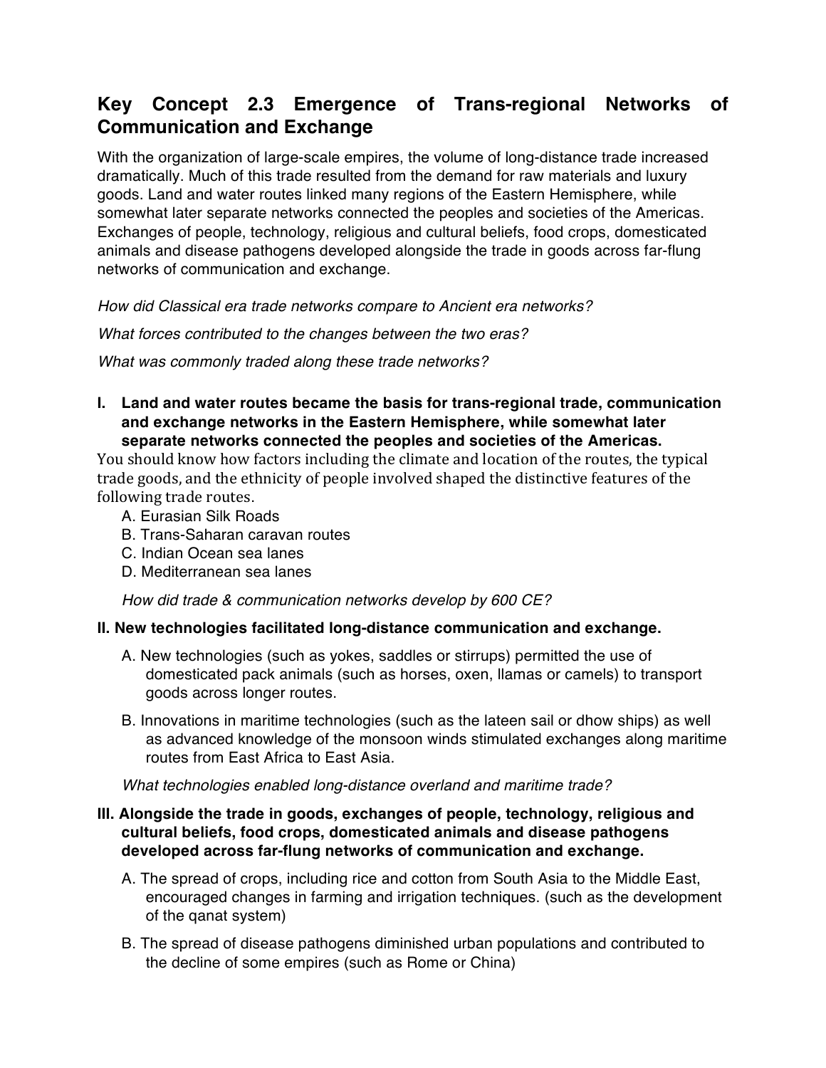## Key Concept 2.3 Emergence of Trans-regional Networks of Communication and Exchange

With the organization of large-scale empires, the volume of long-distance trade increased dramatically. Much of this trade resulted from the demand for raw materials and luxury goods. Land and water routes linked many regions of the Eastern Hemisphere, while somewhat later separate networks connected the peoples and societies of the Americas. Exchanges of people, technology, religious and cultural beliefs, food crops, domesticated animals and disease pathogens developed alongside the trade in goods across far-flung networks of communication and exchange.

*How did Classical era trade networks compare to Ancient era networks?*

*What forces contributed to the changes between the two eras?*

*What was commonly traded along these trade networks?*

**I. Land and water routes became the basis for trans-regional trade, communication and exchange networks in the Eastern Hemisphere, while somewhat later separate networks connected the peoples and societies of the Americas.**

You should know how factors including the climate and location of the routes, the typical trade goods, and the ethnicity of people involved shaped the distinctive features of the following trade routes.

A. Eurasian Silk Roads
B. Trans-Saharan caravan routes
C. Indian Ocean sea lanes
D. Mediterranean sea lanes

*How did trade & communication networks develop by 600 CE?*

**II. New technologies facilitated long-distance communication and exchange.**

A. New technologies (such as yokes, saddles or stirrups) permitted the use of domesticated pack animals (such as horses, oxen, llamas or camels) to transport goods across longer routes.

B. Innovations in maritime technologies (such as the lateen sail or dhow ships) as well as advanced knowledge of the monsoon winds stimulated exchanges along maritime routes from East Africa to East Asia.

*What technologies enabled long-distance overland and maritime trade?*

**III. Alongside the trade in goods, exchanges of people, technology, religious and cultural beliefs, food crops, domesticated animals and disease pathogens developed across far-flung networks of communication and exchange.**

A. The spread of crops, including rice and cotton from South Asia to the Middle East, encouraged changes in farming and irrigation techniques. (such as the development of the qanat system)

B. The spread of disease pathogens diminished urban populations and contributed to the decline of some empires (such as Rome or China)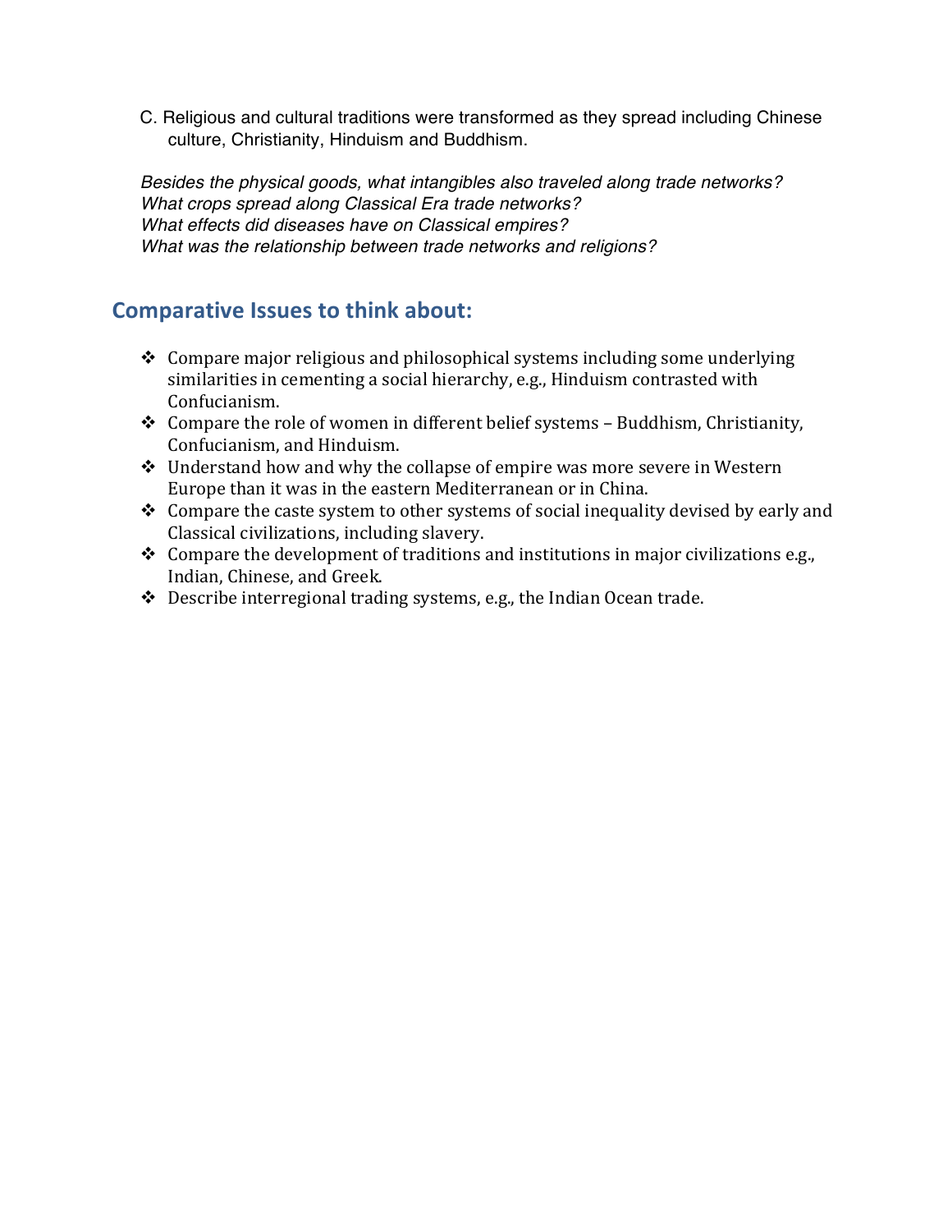C. Religious and cultural traditions were transformed as they spread including Chinese culture, Christianity, Hinduism and Buddhism.

*Besides the physical goods, what intangibles also traveled along trade networks?*
*What crops spread along Classical Era trade networks?*
*What effects did diseases have on Classical empires?*
*What was the relationship between trade networks and religions?*

## Comparative Issues to think about:

- Compare major religious and philosophical systems including some underlying similarities in cementing a social hierarchy, e.g., Hinduism contrasted with Confucianism.
- Compare the role of women in different belief systems – Buddhism, Christianity, Confucianism, and Hinduism.
- Understand how and why the collapse of empire was more severe in Western Europe than it was in the eastern Mediterranean or in China.
- Compare the caste system to other systems of social inequality devised by early and Classical civilizations, including slavery.
- Compare the development of traditions and institutions in major civilizations e.g., Indian, Chinese, and Greek.
- Describe interregional trading systems, e.g., the Indian Ocean trade.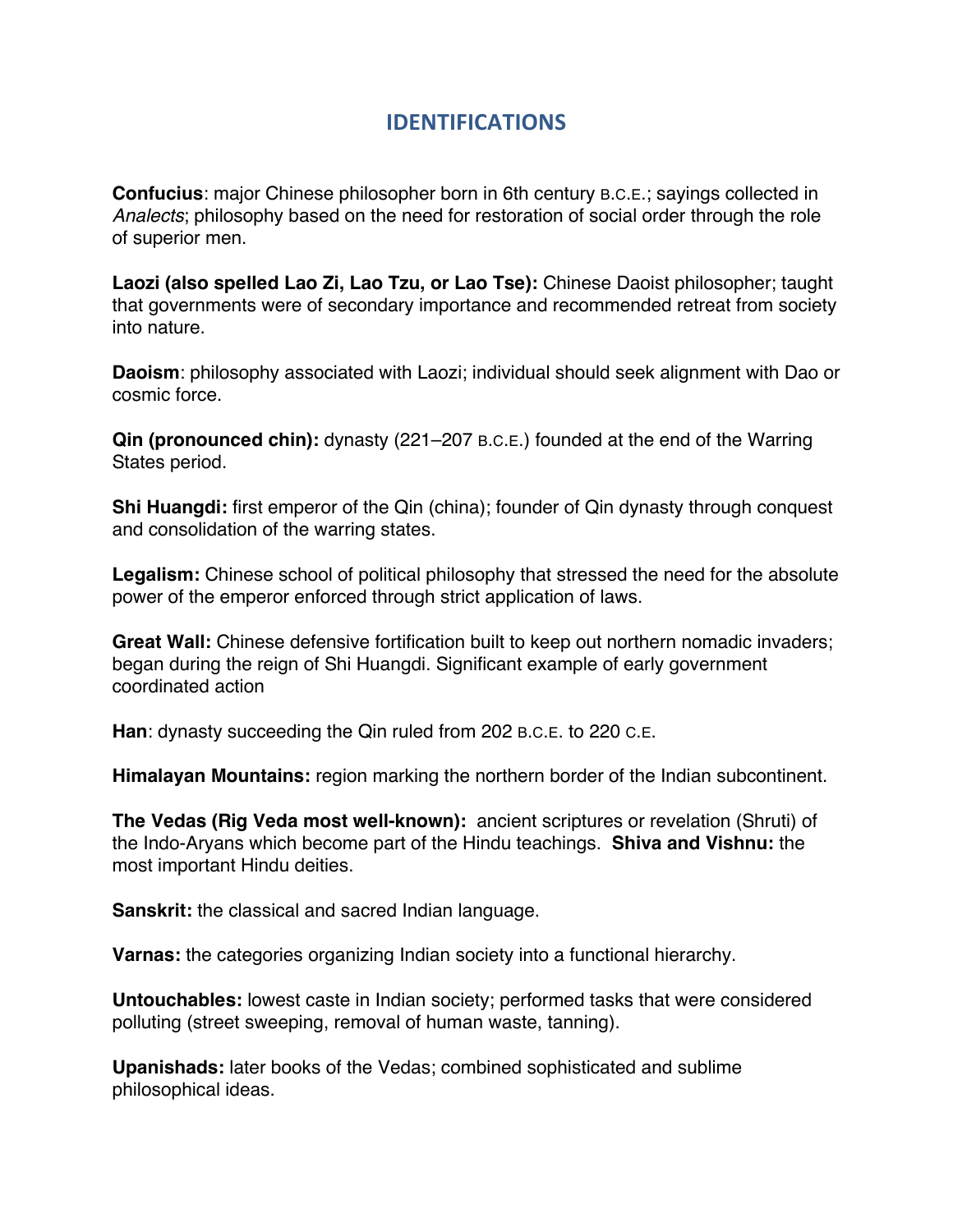## IDENTIFICATIONS

**Confucius**: major Chinese philosopher born in 6th century B.C.E.; sayings collected in *Analects*; philosophy based on the need for restoration of social order through the role of superior men.

**Laozi (also spelled Lao Zi, Lao Tzu, or Lao Tse):** Chinese Daoist philosopher; taught that governments were of secondary importance and recommended retreat from society into nature.

**Daoism**: philosophy associated with Laozi; individual should seek alignment with Dao or cosmic force.

**Qin (pronounced chin):** dynasty (221–207 B.C.E.) founded at the end of the Warring States period.

**Shi Huangdi:** first emperor of the Qin (china); founder of Qin dynasty through conquest and consolidation of the warring states.

**Legalism:** Chinese school of political philosophy that stressed the need for the absolute power of the emperor enforced through strict application of laws.

**Great Wall:** Chinese defensive fortification built to keep out northern nomadic invaders; began during the reign of Shi Huangdi. Significant example of early government coordinated action

**Han**: dynasty succeeding the Qin ruled from 202 B.C.E. to 220 C.E.

**Himalayan Mountains:** region marking the northern border of the Indian subcontinent.

**The Vedas (Rig Veda most well-known):** ancient scriptures or revelation (Shruti) of the Indo-Aryans which become part of the Hindu teachings. **Shiva and Vishnu:** the most important Hindu deities.

**Sanskrit:** the classical and sacred Indian language.

**Varnas:** the categories organizing Indian society into a functional hierarchy.

**Untouchables:** lowest caste in Indian society; performed tasks that were considered polluting (street sweeping, removal of human waste, tanning).

**Upanishads:** later books of the Vedas; combined sophisticated and sublime philosophical ideas.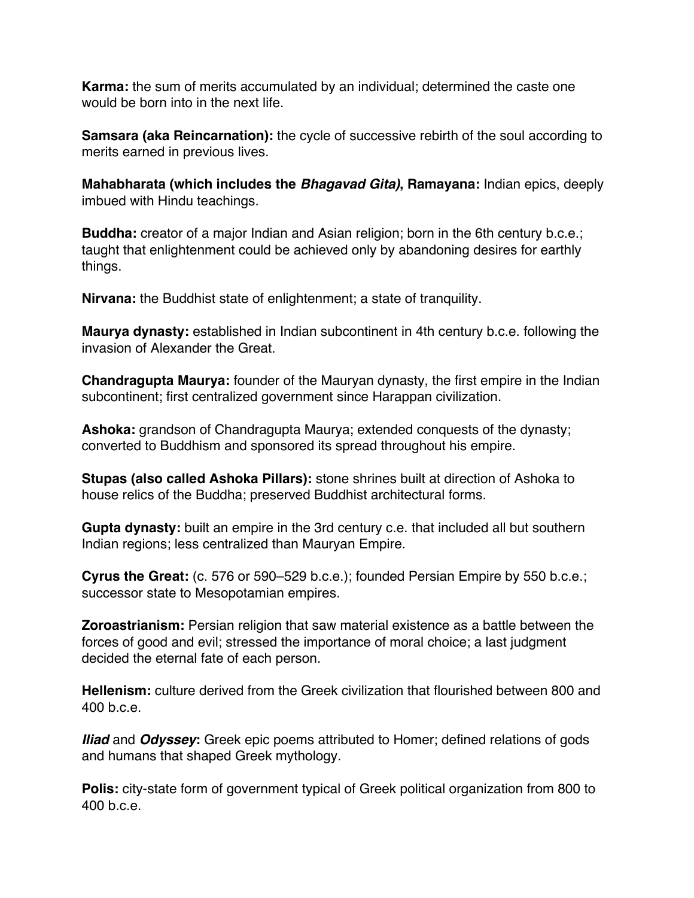**Karma:** the sum of merits accumulated by an individual; determined the caste one would be born into in the next life.

**Samsara (aka Reincarnation):** the cycle of successive rebirth of the soul according to merits earned in previous lives.

**Mahabharata (which includes the *Bhagavad Gita*), Ramayana:** Indian epics, deeply imbued with Hindu teachings.

**Buddha:** creator of a major Indian and Asian religion; born in the 6th century b.c.e.; taught that enlightenment could be achieved only by abandoning desires for earthly things.

**Nirvana:** the Buddhist state of enlightenment; a state of tranquility.

**Maurya dynasty:** established in Indian subcontinent in 4th century b.c.e. following the invasion of Alexander the Great.

**Chandragupta Maurya:** founder of the Mauryan dynasty, the first empire in the Indian subcontinent; first centralized government since Harappan civilization.

**Ashoka:** grandson of Chandragupta Maurya; extended conquests of the dynasty; converted to Buddhism and sponsored its spread throughout his empire.

**Stupas (also called Ashoka Pillars):** stone shrines built at direction of Ashoka to house relics of the Buddha; preserved Buddhist architectural forms.

**Gupta dynasty:** built an empire in the 3rd century c.e. that included all but southern Indian regions; less centralized than Mauryan Empire.

**Cyrus the Great:** (c. 576 or 590–529 b.c.e.); founded Persian Empire by 550 b.c.e.; successor state to Mesopotamian empires.

**Zoroastrianism:** Persian religion that saw material existence as a battle between the forces of good and evil; stressed the importance of moral choice; a last judgment decided the eternal fate of each person.

**Hellenism:** culture derived from the Greek civilization that flourished between 800 and 400 b.c.e.

***Iliad*** and ***Odyssey*:** Greek epic poems attributed to Homer; defined relations of gods and humans that shaped Greek mythology.

**Polis:** city-state form of government typical of Greek political organization from 800 to 400 b.c.e.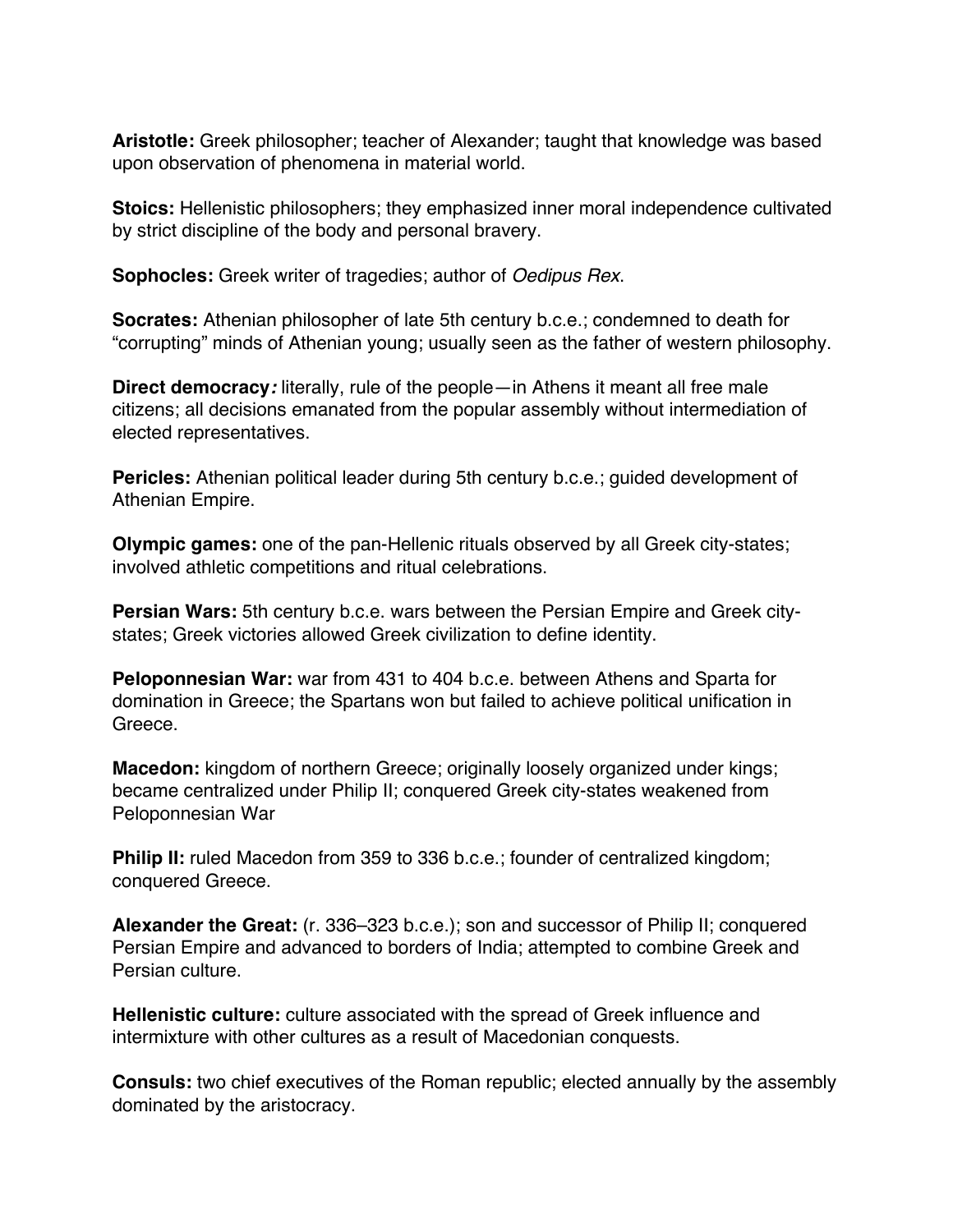**Aristotle:** Greek philosopher; teacher of Alexander; taught that knowledge was based upon observation of phenomena in material world.

**Stoics:** Hellenistic philosophers; they emphasized inner moral independence cultivated by strict discipline of the body and personal bravery.

**Sophocles:** Greek writer of tragedies; author of *Oedipus Rex*.

**Socrates:** Athenian philosopher of late 5th century b.c.e.; condemned to death for "corrupting" minds of Athenian young; usually seen as the father of western philosophy.

**Direct democracy***:* literally, rule of the people—in Athens it meant all free male citizens; all decisions emanated from the popular assembly without intermediation of elected representatives.

**Pericles:** Athenian political leader during 5th century b.c.e.; guided development of Athenian Empire.

**Olympic games:** one of the pan-Hellenic rituals observed by all Greek city-states; involved athletic competitions and ritual celebrations.

**Persian Wars:** 5th century b.c.e. wars between the Persian Empire and Greek city-states; Greek victories allowed Greek civilization to define identity.

**Peloponnesian War:** war from 431 to 404 b.c.e. between Athens and Sparta for domination in Greece; the Spartans won but failed to achieve political unification in Greece.

**Macedon:** kingdom of northern Greece; originally loosely organized under kings; became centralized under Philip II; conquered Greek city-states weakened from Peloponnesian War

**Philip II:** ruled Macedon from 359 to 336 b.c.e.; founder of centralized kingdom; conquered Greece.

**Alexander the Great:** (r. 336–323 b.c.e.); son and successor of Philip II; conquered Persian Empire and advanced to borders of India; attempted to combine Greek and Persian culture.

**Hellenistic culture:** culture associated with the spread of Greek influence and intermixture with other cultures as a result of Macedonian conquests.

**Consuls:** two chief executives of the Roman republic; elected annually by the assembly dominated by the aristocracy.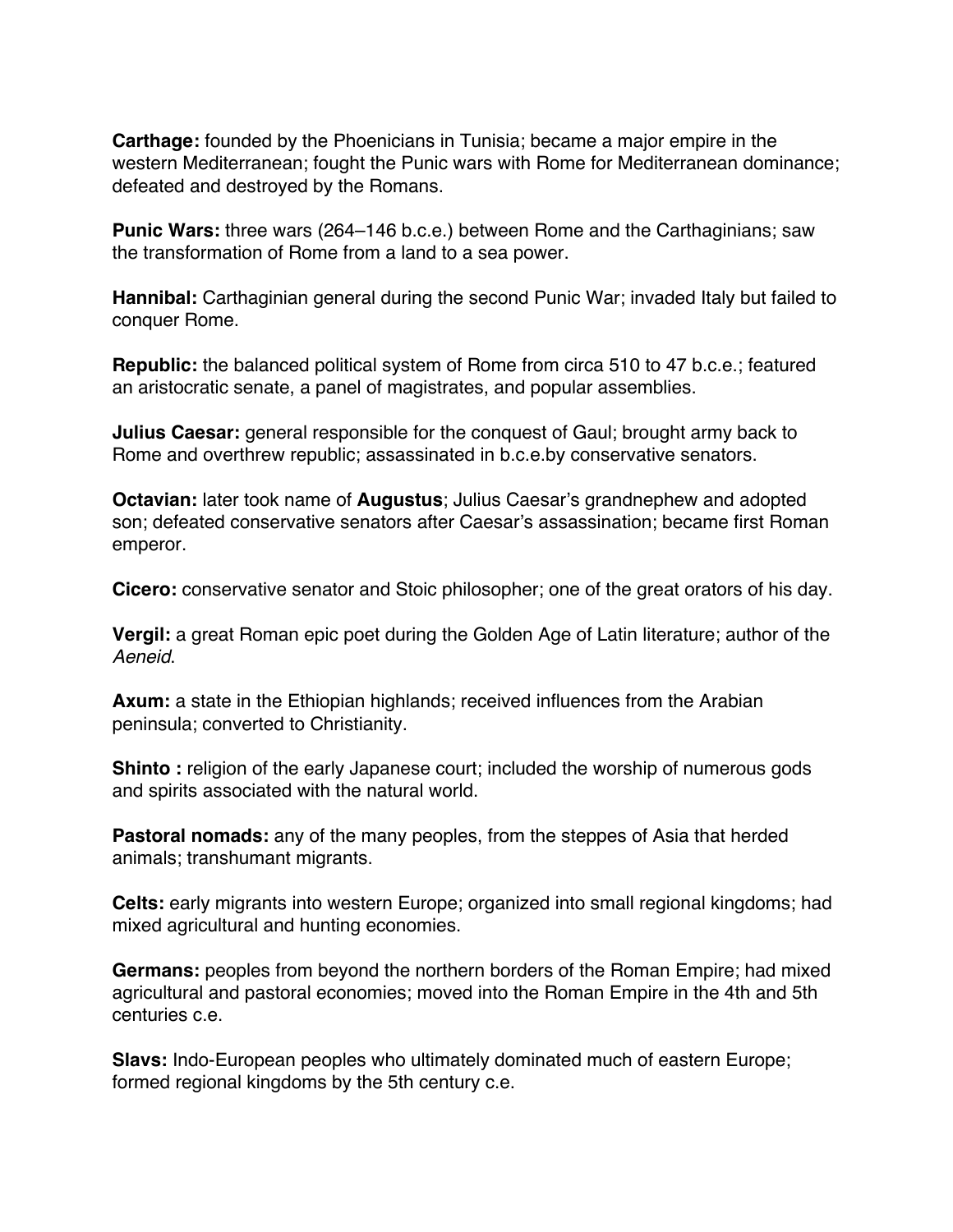**Carthage:** founded by the Phoenicians in Tunisia; became a major empire in the western Mediterranean; fought the Punic wars with Rome for Mediterranean dominance; defeated and destroyed by the Romans.

**Punic Wars:** three wars (264–146 b.c.e.) between Rome and the Carthaginians; saw the transformation of Rome from a land to a sea power.

**Hannibal:** Carthaginian general during the second Punic War; invaded Italy but failed to conquer Rome.

**Republic:** the balanced political system of Rome from circa 510 to 47 b.c.e.; featured an aristocratic senate, a panel of magistrates, and popular assemblies.

**Julius Caesar:** general responsible for the conquest of Gaul; brought army back to Rome and overthrew republic; assassinated in b.c.e.by conservative senators.

**Octavian:** later took name of **Augustus**; Julius Caesar's grandnephew and adopted son; defeated conservative senators after Caesar's assassination; became first Roman emperor.

**Cicero:** conservative senator and Stoic philosopher; one of the great orators of his day.

**Vergil:** a great Roman epic poet during the Golden Age of Latin literature; author of the *Aeneid*.

**Axum:** a state in the Ethiopian highlands; received influences from the Arabian peninsula; converted to Christianity.

**Shinto :** religion of the early Japanese court; included the worship of numerous gods and spirits associated with the natural world.

**Pastoral nomads:** any of the many peoples, from the steppes of Asia that herded animals; transhumant migrants.

**Celts:** early migrants into western Europe; organized into small regional kingdoms; had mixed agricultural and hunting economies.

**Germans:** peoples from beyond the northern borders of the Roman Empire; had mixed agricultural and pastoral economies; moved into the Roman Empire in the 4th and 5th centuries c.e.

**Slavs:** Indo-European peoples who ultimately dominated much of eastern Europe; formed regional kingdoms by the 5th century c.e.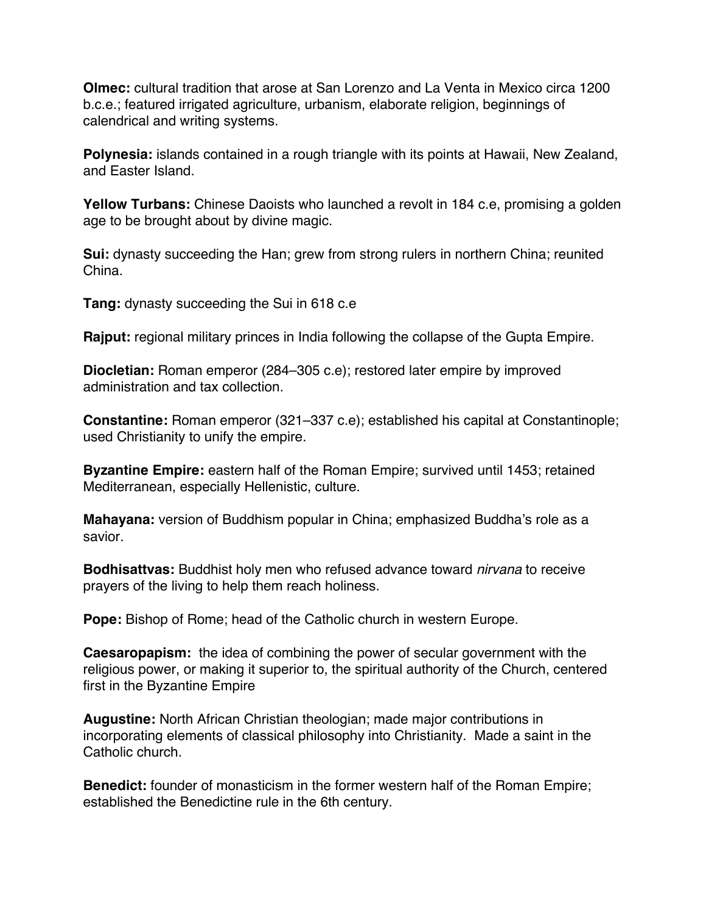**Olmec:** cultural tradition that arose at San Lorenzo and La Venta in Mexico circa 1200 b.c.e.; featured irrigated agriculture, urbanism, elaborate religion, beginnings of calendrical and writing systems.

**Polynesia:** islands contained in a rough triangle with its points at Hawaii, New Zealand, and Easter Island.

**Yellow Turbans:** Chinese Daoists who launched a revolt in 184 c.e, promising a golden age to be brought about by divine magic.

**Sui:** dynasty succeeding the Han; grew from strong rulers in northern China; reunited China.

**Tang:** dynasty succeeding the Sui in 618 c.e

**Rajput:** regional military princes in India following the collapse of the Gupta Empire.

**Diocletian:** Roman emperor (284–305 c.e); restored later empire by improved administration and tax collection.

**Constantine:** Roman emperor (321–337 c.e); established his capital at Constantinople; used Christianity to unify the empire.

**Byzantine Empire:** eastern half of the Roman Empire; survived until 1453; retained Mediterranean, especially Hellenistic, culture.

**Mahayana:** version of Buddhism popular in China; emphasized Buddha's role as a savior.

**Bodhisattvas:** Buddhist holy men who refused advance toward *nirvana* to receive prayers of the living to help them reach holiness.

**Pope:** Bishop of Rome; head of the Catholic church in western Europe.

**Caesaropapism:** the idea of combining the power of secular government with the religious power, or making it superior to, the spiritual authority of the Church, centered first in the Byzantine Empire

**Augustine:** North African Christian theologian; made major contributions in incorporating elements of classical philosophy into Christianity. Made a saint in the Catholic church.

**Benedict:** founder of monasticism in the former western half of the Roman Empire; established the Benedictine rule in the 6th century.